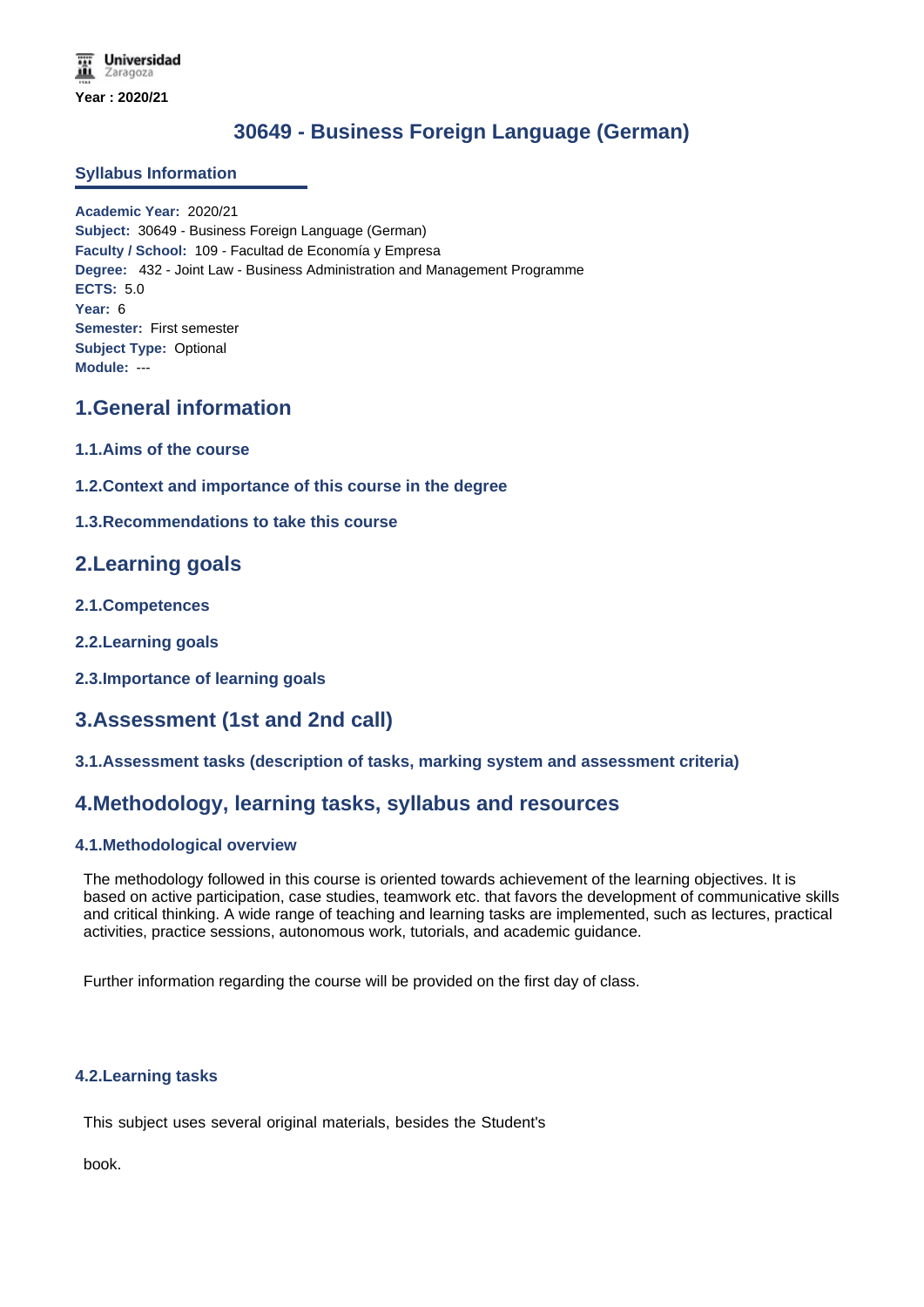Universidad Zaragoza

**Year : 2020/21**

# 30649 - Business Foreign Language (German)

## Syllabus Information

**Academic Year:** 2020/21
**Subject:** 30649 - Business Foreign Language (German)
**Faculty / School:** 109 - Facultad de Economía y Empresa
**Degree:** 432 - Joint Law - Business Administration and Management Programme
**ECTS:** 5.0
**Year:** 6
**Semester:** First semester
**Subject Type:** Optional
**Module:** ---

## 1.General information

### 1.1.Aims of the course

### 1.2.Context and importance of this course in the degree

### 1.3.Recommendations to take this course

## 2.Learning goals

### 2.1.Competences

### 2.2.Learning goals

### 2.3.Importance of learning goals

## 3.Assessment (1st and 2nd call)

### 3.1.Assessment tasks (description of tasks, marking system and assessment criteria)

## 4.Methodology, learning tasks, syllabus and resources

### 4.1.Methodological overview

The methodology followed in this course is oriented towards achievement of the learning objectives. It is based on active participation, case studies, teamwork etc. that favors the development of communicative skills and critical thinking. A wide range of teaching and learning tasks are implemented, such as lectures, practical activities, practice sessions, autonomous work, tutorials, and academic guidance.

Further information regarding the course will be provided on the first day of class.

### 4.2.Learning tasks

This subject uses several original materials, besides the Student's

book.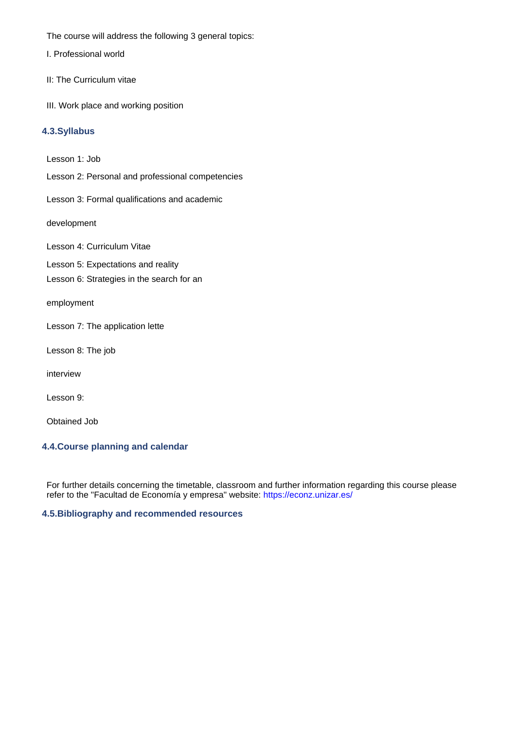The course will address the following 3 general topics:

I. Professional world

II: The Curriculum vitae

III. Work place and working position

## 4.3.Syllabus

Lesson 1: Job

Lesson 2: Personal and professional competencies

Lesson 3: Formal qualifications and academic

development

Lesson 4: Curriculum Vitae

Lesson 5: Expectations and reality

Lesson 6: Strategies in the search for an

employment

Lesson 7: The application lette

Lesson 8: The job

interview

Lesson 9:

Obtained Job

## 4.4.Course planning and calendar

For further details concerning the timetable, classroom and further information regarding this course please refer to the "Facultad de Economía y empresa" website: https://econz.unizar.es/

## 4.5.Bibliography and recommended resources